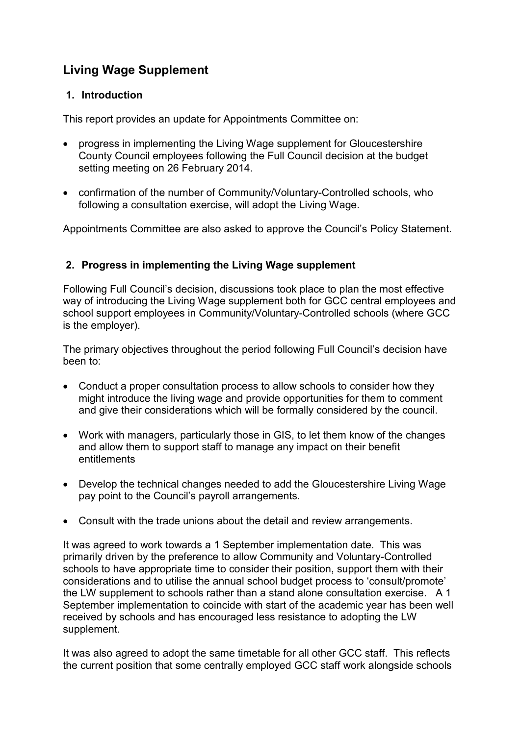# Living Wage Supplement

## 1. Introduction

This report provides an update for Appointments Committee on:

- progress in implementing the Living Wage supplement for Gloucestershire County Council employees following the Full Council decision at the budget setting meeting on 26 February 2014.
- confirmation of the number of Community/Voluntary-Controlled schools, who following a consultation exercise, will adopt the Living Wage.

Appointments Committee are also asked to approve the Council's Policy Statement.

## 2. Progress in implementing the Living Wage supplement

Following Full Council's decision, discussions took place to plan the most effective way of introducing the Living Wage supplement both for GCC central employees and school support employees in Community/Voluntary-Controlled schools (where GCC is the employer).

The primary objectives throughout the period following Full Council's decision have been to:

- Conduct a proper consultation process to allow schools to consider how they might introduce the living wage and provide opportunities for them to comment and give their considerations which will be formally considered by the council.
- Work with managers, particularly those in GIS, to let them know of the changes and allow them to support staff to manage any impact on their benefit entitlements
- Develop the technical changes needed to add the Gloucestershire Living Wage pay point to the Council's payroll arrangements.
- Consult with the trade unions about the detail and review arrangements.

It was agreed to work towards a 1 September implementation date. This was primarily driven by the preference to allow Community and Voluntary-Controlled schools to have appropriate time to consider their position, support them with their considerations and to utilise the annual school budget process to 'consult/promote' the LW supplement to schools rather than a stand alone consultation exercise. A 1 September implementation to coincide with start of the academic year has been well received by schools and has encouraged less resistance to adopting the LW supplement.

It was also agreed to adopt the same timetable for all other GCC staff. This reflects the current position that some centrally employed GCC staff work alongside schools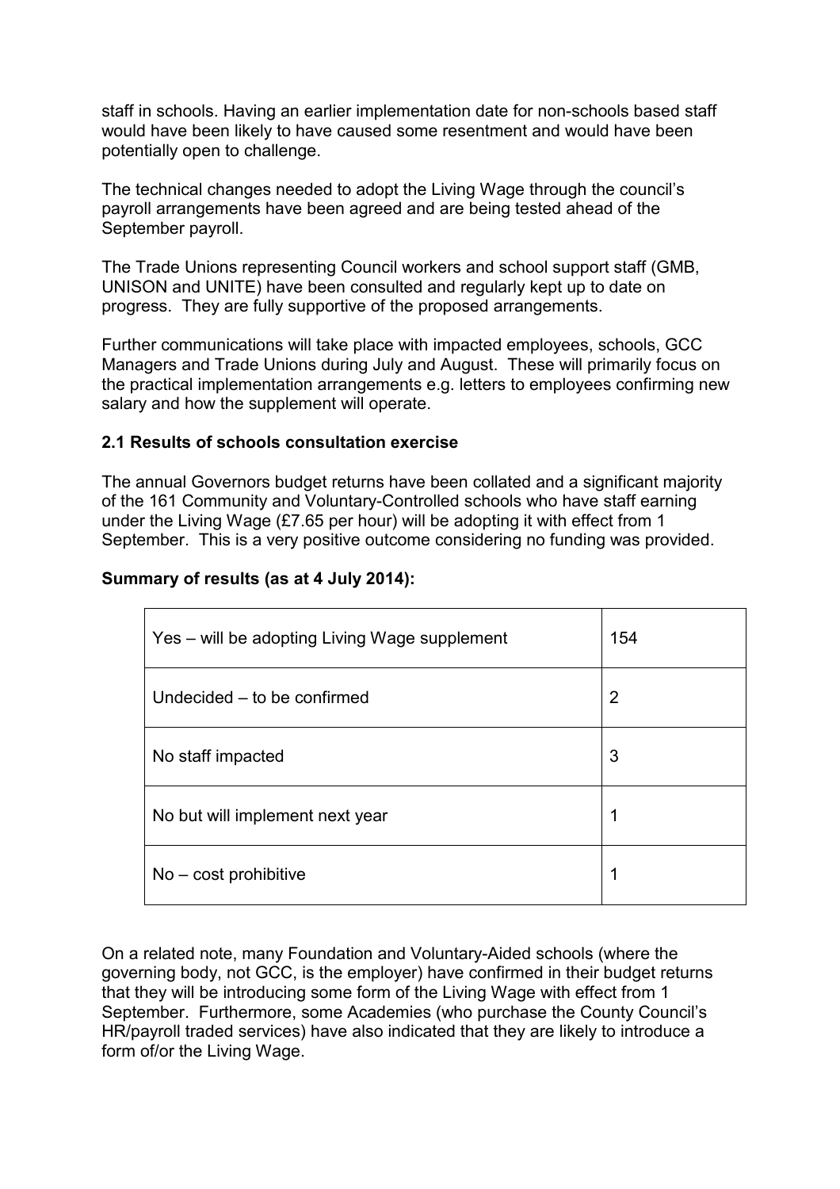staff in schools. Having an earlier implementation date for non-schools based staff would have been likely to have caused some resentment and would have been potentially open to challenge.

The technical changes needed to adopt the Living Wage through the council's payroll arrangements have been agreed and are being tested ahead of the September payroll.

The Trade Unions representing Council workers and school support staff (GMB, UNISON and UNITE) have been consulted and regularly kept up to date on progress. They are fully supportive of the proposed arrangements.

Further communications will take place with impacted employees, schools, GCC Managers and Trade Unions during July and August. These will primarily focus on the practical implementation arrangements e.g. letters to employees confirming new salary and how the supplement will operate.

### 2.1 Results of schools consultation exercise

The annual Governors budget returns have been collated and a significant majority of the 161 Community and Voluntary-Controlled schools who have staff earning under the Living Wage (£7.65 per hour) will be adopting it with effect from 1 September. This is a very positive outcome considering no funding was provided.

**Summary of results (as at 4 July 2014):**

| | |
|---|---|
| Yes – will be adopting Living Wage supplement | 154 |
| Undecided – to be confirmed | 2 |
| No staff impacted | 3 |
| No but will implement next year | 1 |
| No – cost prohibitive | 1 |

On a related note, many Foundation and Voluntary-Aided schools (where the governing body, not GCC, is the employer) have confirmed in their budget returns that they will be introducing some form of the Living Wage with effect from 1 September. Furthermore, some Academies (who purchase the County Council's HR/payroll traded services) have also indicated that they are likely to introduce a form of/or the Living Wage.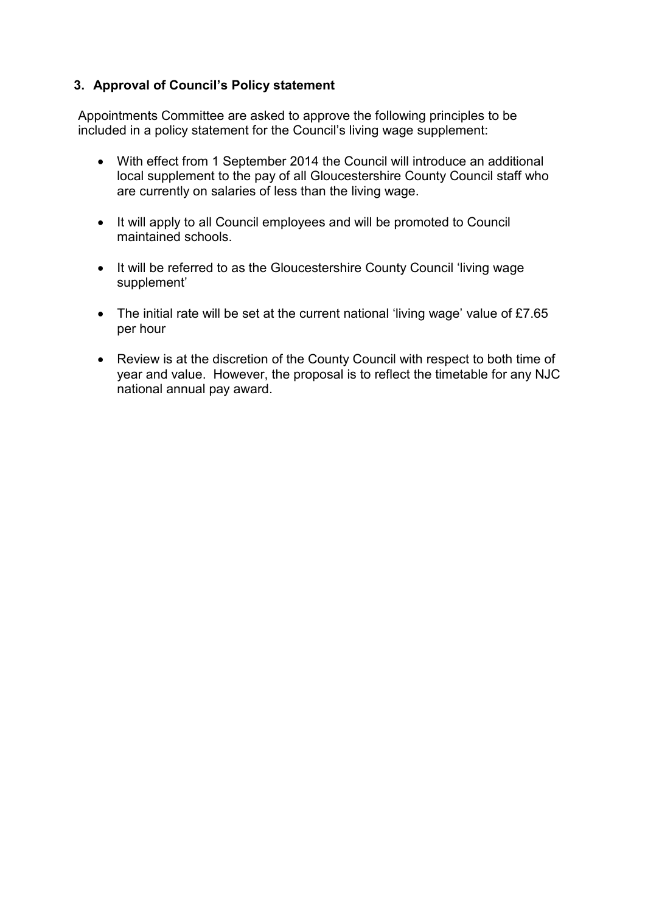### 3. Approval of Council's Policy statement

Appointments Committee are asked to approve the following principles to be included in a policy statement for the Council's living wage supplement:

- With effect from 1 September 2014 the Council will introduce an additional local supplement to the pay of all Gloucestershire County Council staff who are currently on salaries of less than the living wage.
- It will apply to all Council employees and will be promoted to Council maintained schools.
- It will be referred to as the Gloucestershire County Council 'living wage supplement'
- The initial rate will be set at the current national 'living wage' value of £7.65 per hour
- Review is at the discretion of the County Council with respect to both time of year and value. However, the proposal is to reflect the timetable for any NJC national annual pay award.